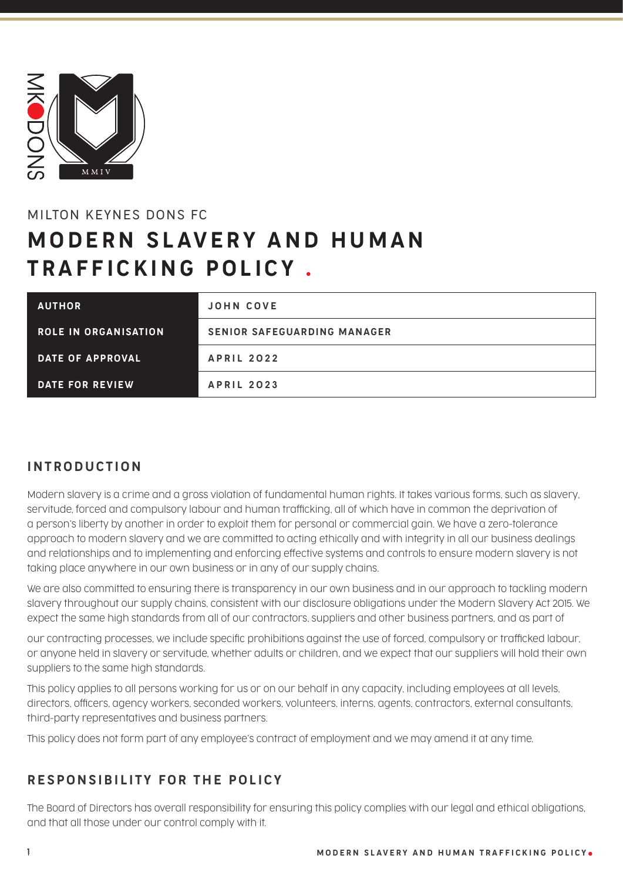MILTON KEYNES DONS FC

# MODERN SLAVERY AND HUMAN TRAFFICKING POLICY.

| AUTHOR | JOHN COVE |
|---|---|
| ROLE IN ORGANISATION | SENIOR SAFEGUARDING MANAGER |
| DATE OF APPROVAL | APRIL 2022 |
| DATE FOR REVIEW | APRIL 2023 |

## INTRODUCTION

Modern slavery is a crime and a gross violation of fundamental human rights. It takes various forms, such as slavery, servitude, forced and compulsory labour and human trafficking, all of which have in common the deprivation of a person's liberty by another in order to exploit them for personal or commercial gain. We have a zero-tolerance approach to modern slavery and we are committed to acting ethically and with integrity in all our business dealings and relationships and to implementing and enforcing effective systems and controls to ensure modern slavery is not taking place anywhere in our own business or in any of our supply chains.

We are also committed to ensuring there is transparency in our own business and in our approach to tackling modern slavery throughout our supply chains, consistent with our disclosure obligations under the Modern Slavery Act 2015. We expect the same high standards from all of our contractors, suppliers and other business partners, and as part of our contracting processes, we include specific prohibitions against the use of forced, compulsory or trafficked labour, or anyone held in slavery or servitude, whether adults or children, and we expect that our suppliers will hold their own suppliers to the same high standards.

This policy applies to all persons working for us or on our behalf in any capacity, including employees at all levels, directors, officers, agency workers, seconded workers, volunteers, interns, agents, contractors, external consultants, third-party representatives and business partners.

This policy does not form part of any employee's contract of employment and we may amend it at any time.

## RESPONSIBILITY FOR THE POLICY

The Board of Directors has overall responsibility for ensuring this policy complies with our legal and ethical obligations, and that all those under our control comply with it.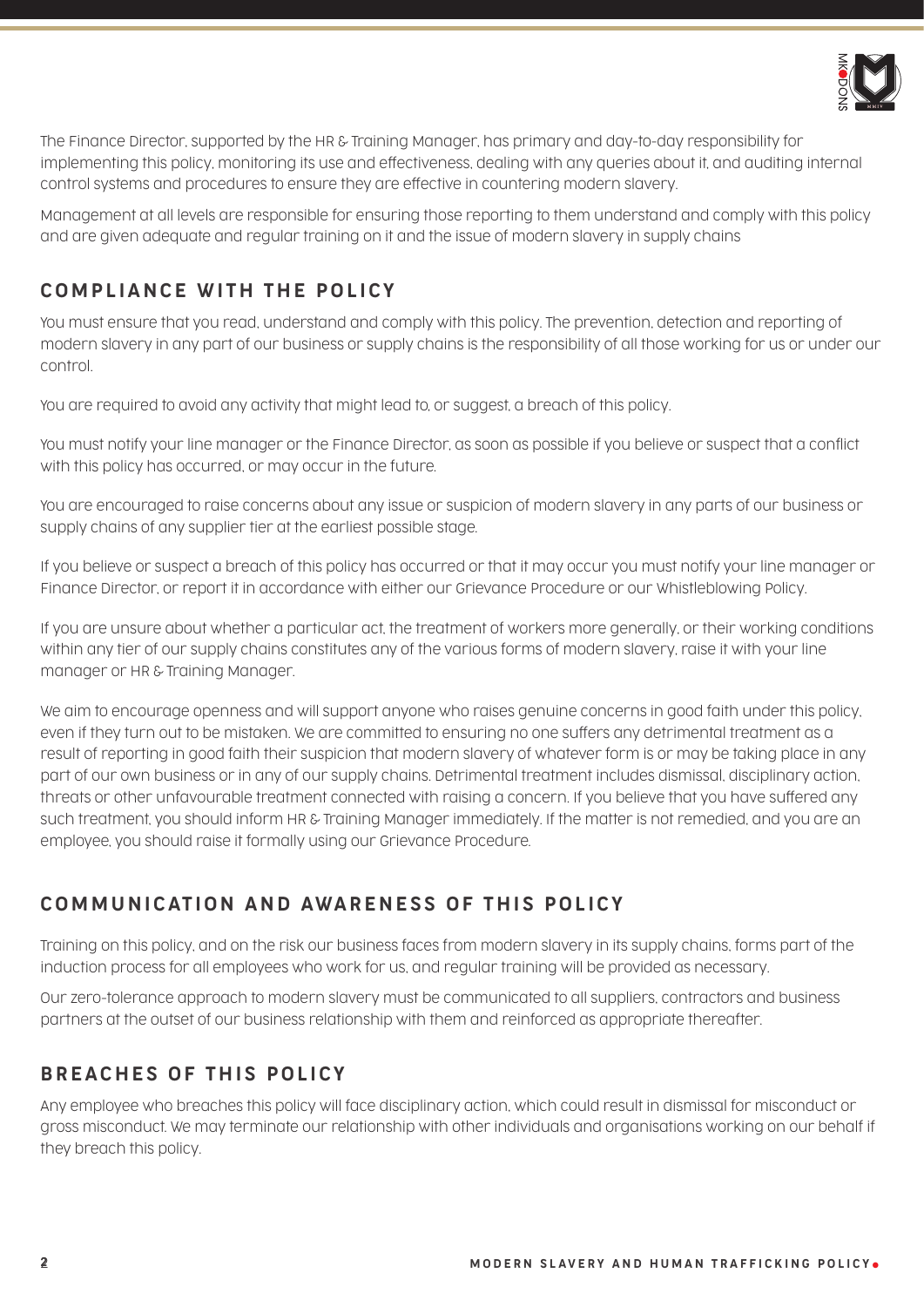The Finance Director, supported by the HR & Training Manager, has primary and day-to-day responsibility for implementing this policy, monitoring its use and effectiveness, dealing with any queries about it, and auditing internal control systems and procedures to ensure they are effective in countering modern slavery.

Management at all levels are responsible for ensuring those reporting to them understand and comply with this policy and are given adequate and regular training on it and the issue of modern slavery in supply chains

## COMPLIANCE WITH THE POLICY

You must ensure that you read, understand and comply with this policy. The prevention, detection and reporting of modern slavery in any part of our business or supply chains is the responsibility of all those working for us or under our control.

You are required to avoid any activity that might lead to, or suggest, a breach of this policy.

You must notify your line manager or the Finance Director, as soon as possible if you believe or suspect that a conflict with this policy has occurred, or may occur in the future.

You are encouraged to raise concerns about any issue or suspicion of modern slavery in any parts of our business or supply chains of any supplier tier at the earliest possible stage.

If you believe or suspect a breach of this policy has occurred or that it may occur you must notify your line manager or Finance Director, or report it in accordance with either our Grievance Procedure or our Whistleblowing Policy.

If you are unsure about whether a particular act, the treatment of workers more generally, or their working conditions within any tier of our supply chains constitutes any of the various forms of modern slavery, raise it with your line manager or HR & Training Manager.

We aim to encourage openness and will support anyone who raises genuine concerns in good faith under this policy, even if they turn out to be mistaken. We are committed to ensuring no one suffers any detrimental treatment as a result of reporting in good faith their suspicion that modern slavery of whatever form is or may be taking place in any part of our own business or in any of our supply chains. Detrimental treatment includes dismissal, disciplinary action, threats or other unfavourable treatment connected with raising a concern. If you believe that you have suffered any such treatment, you should inform HR & Training Manager immediately. If the matter is not remedied, and you are an employee, you should raise it formally using our Grievance Procedure.

## COMMUNICATION AND AWARENESS OF THIS POLICY

Training on this policy, and on the risk our business faces from modern slavery in its supply chains, forms part of the induction process for all employees who work for us, and regular training will be provided as necessary.

Our zero-tolerance approach to modern slavery must be communicated to all suppliers, contractors and business partners at the outset of our business relationship with them and reinforced as appropriate thereafter.

## BREACHES OF THIS POLICY

Any employee who breaches this policy will face disciplinary action, which could result in dismissal for misconduct or gross misconduct. We may terminate our relationship with other individuals and organisations working on our behalf if they breach this policy.